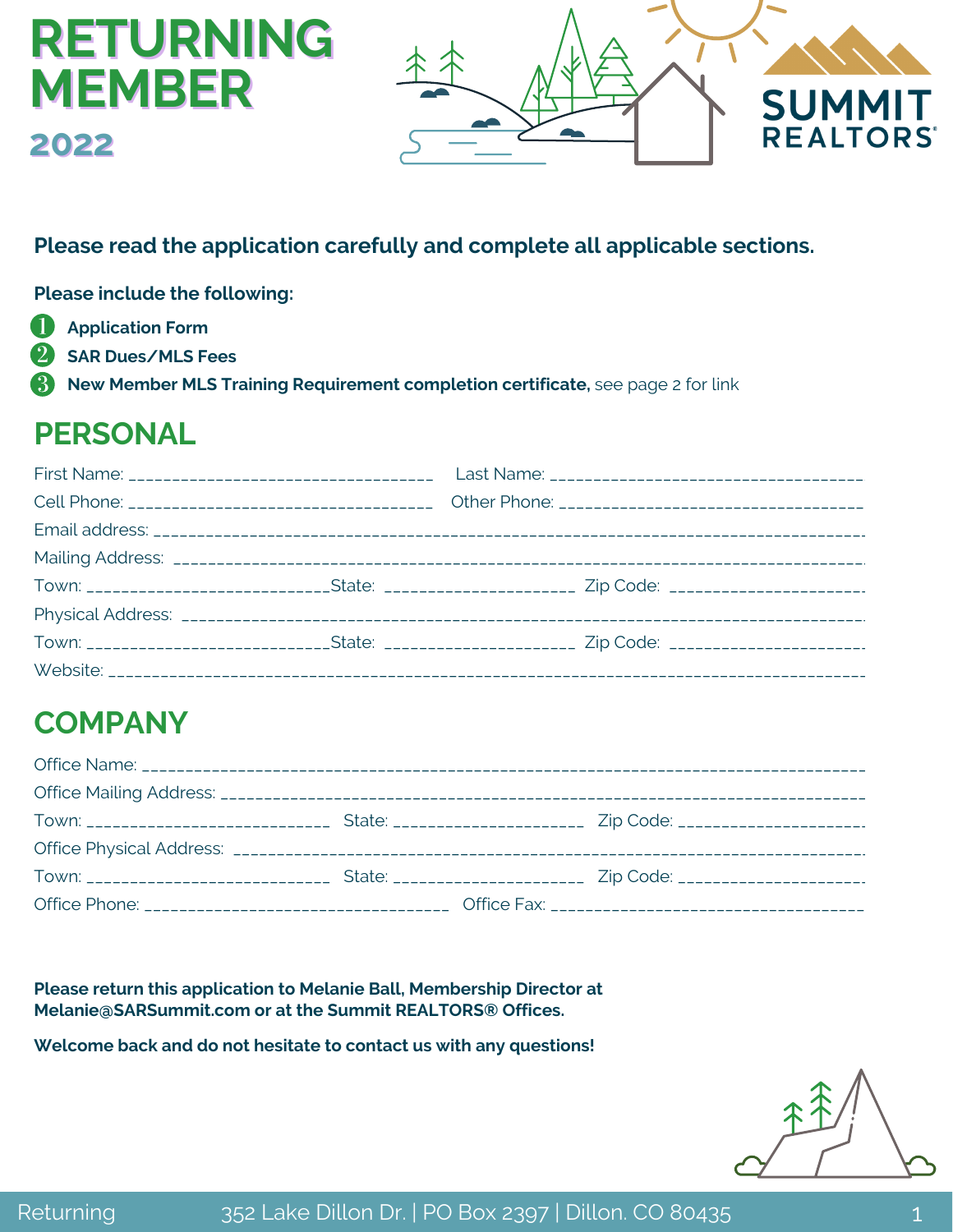# RETURNING MEMBER

## 2022

SUMMIT REALTORS®

**Please read the application carefully and complete all applicable sections.**

**Please include the following:**

1. **Application Form**
2. **SAR Dues/MLS Fees**
3. **New Member MLS Training Requirement completion certificate,** see page 2 for link

## PERSONAL

First Name: ___________________________________ Last Name: ___________________________________

Cell Phone: ___________________________________ Other Phone: ___________________________________

Email address: ___________________________________________________________________________

Mailing Address: _________________________________________________________________________

Town: ___________________________State: ____________________ Zip Code: _____________________

Physical Address: ________________________________________________________________________

Town: ___________________________State: ____________________ Zip Code: _____________________

Website: _________________________________________________________________________________

## COMPANY

Office Name: _____________________________________________________________________________

Office Mailing Address: __________________________________________________________________

Town: ___________________________ State: ____________________ Zip Code: _____________________

Office Physical Address: _________________________________________________________________

Town: ___________________________ State: ____________________ Zip Code: _____________________

Office Phone: _________________________________ Office Fax: __________________________________

**Please return this application to Melanie Ball, Membership Director at Melanie@SARSummit.com or at the Summit REALTORS® Offices.**

**Welcome back and do not hesitate to contact us with any questions!**

Returning 352 Lake Dillon Dr. | PO Box 2397 | Dillon. CO 80435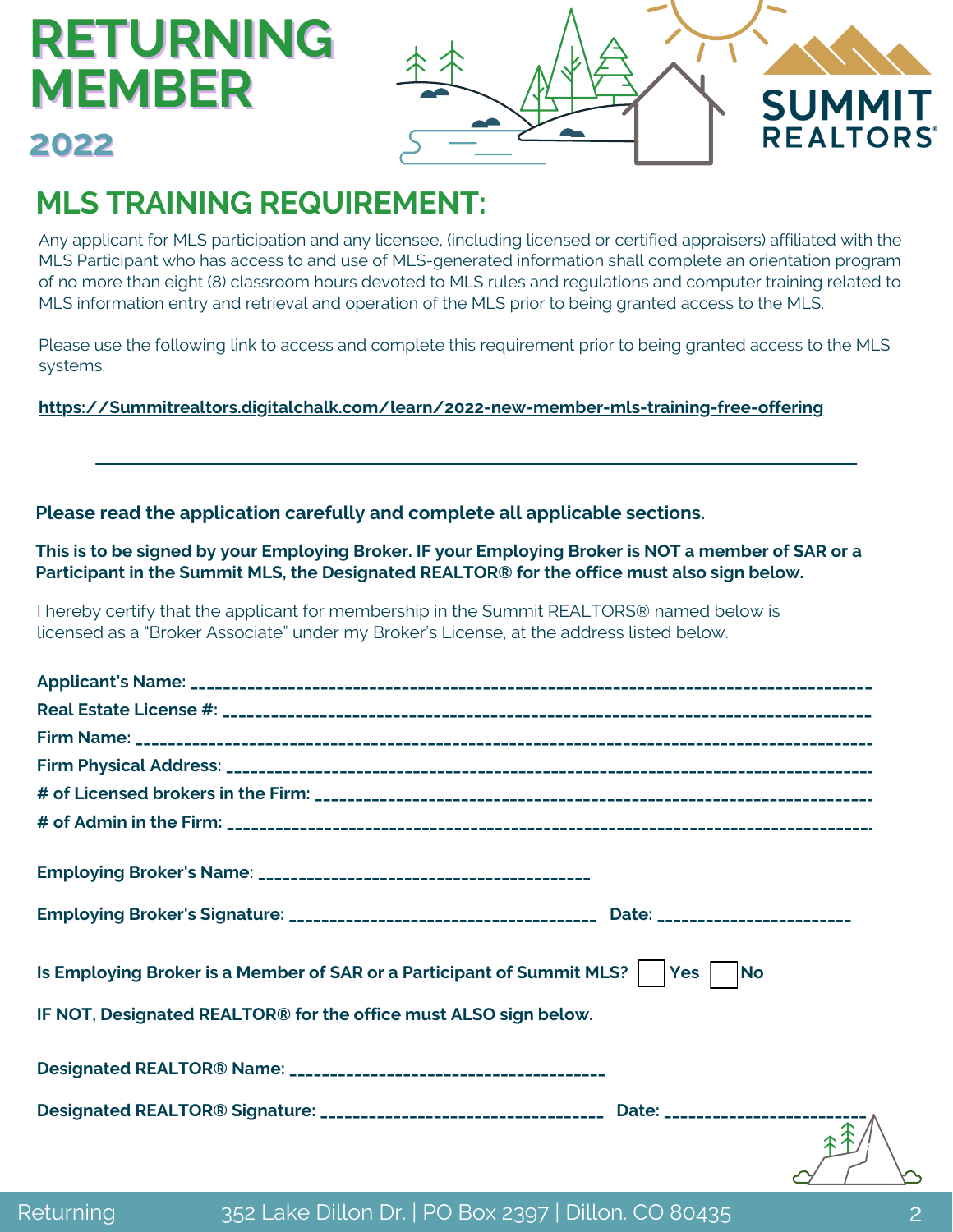# RETURNING MEMBER

## 2022

SUMMIT REALTORS®

## MLS TRAINING REQUIREMENT:

Any applicant for MLS participation and any licensee, (including licensed or certified appraisers) affiliated with the MLS Participant who has access to and use of MLS-generated information shall complete an orientation program of no more than eight (8) classroom hours devoted to MLS rules and regulations and computer training related to MLS information entry and retrieval and operation of the MLS prior to being granted access to the MLS.

Please use the following link to access and complete this requirement prior to being granted access to the MLS systems.

**https://Summitrealtors.digitalchalk.com/learn/2022-new-member-mls-training-free-offering**

---

**Please read the application carefully and complete all applicable sections.**

**This is to be signed by your Employing Broker. IF your Employing Broker is NOT a member of SAR or a Participant in the Summit MLS, the Designated REALTOR® for the office must also sign below.**

I hereby certify that the applicant for membership in the Summit REALTORS® named below is licensed as a "Broker Associate" under my Broker's License, at the address listed below.

**Applicant's Name:** ______________________________________________

**Real Estate License #:** ______________________________________________

**Firm Name:** ______________________________________________

**Firm Physical Address:** ______________________________________________

**# of Licensed brokers in the Firm:** ______________________________________________

**# of Admin in the Firm:** ______________________________________________

**Employing Broker's Name:** ______________________________

**Employing Broker's Signature:** ______________________________ **Date:** ____________________

**Is Employing Broker is a Member of SAR or a Participant of Summit MLS?** ☐ **Yes** ☐ **No**

**IF NOT, Designated REALTOR® for the office must ALSO sign below.**

**Designated REALTOR® Name:** ______________________________

**Designated REALTOR® Signature:** ______________________________ **Date:** ____________________

Returning 352 Lake Dillon Dr. | PO Box 2397 | Dillon. CO 80435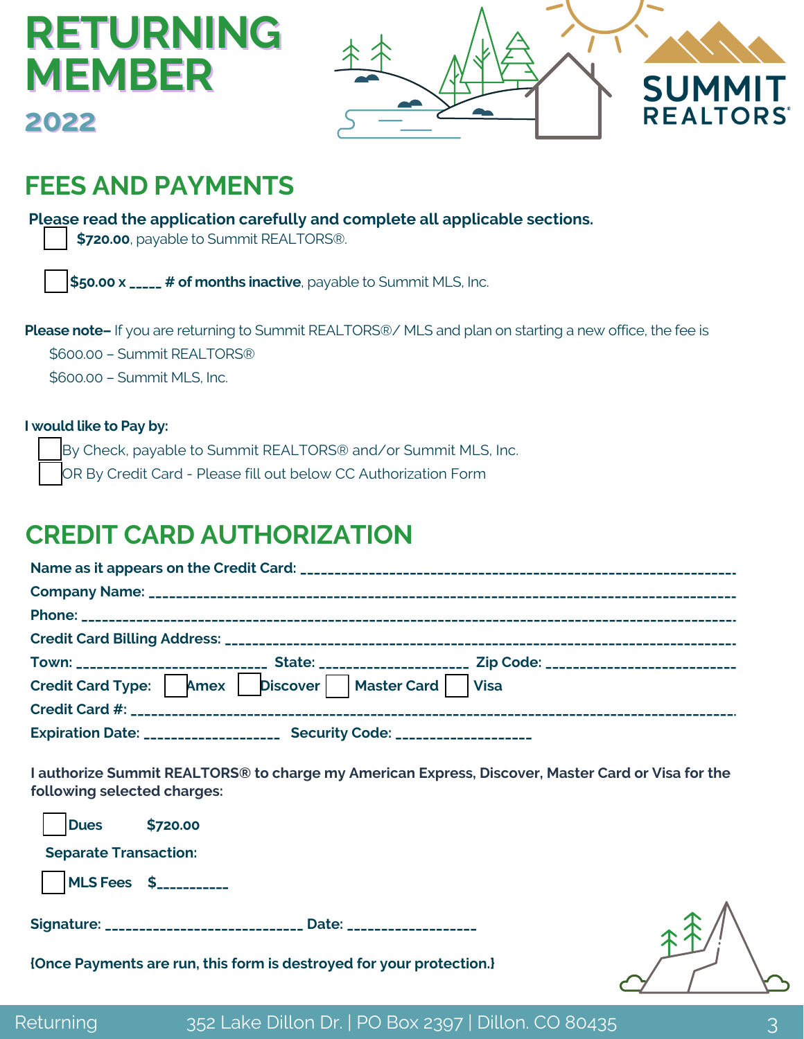# RETURNING MEMBER

**2022**

SUMMIT REALTORS®

## FEES AND PAYMENTS

**Please read the application carefully and complete all applicable sections.**

☐ **$720.00**, payable to Summit REALTORS®.

☐ **$50.00 x _____ # of months inactive**, payable to Summit MLS, Inc.

**Please note–** If you are returning to Summit REALTORS®/ MLS and plan on starting a new office, the fee is

$600.00 – Summit REALTORS®

$600.00 – Summit MLS, Inc.

**I would like to Pay by:**

☐ By Check, payable to Summit REALTORS® and/or Summit MLS, Inc.

☐ OR By Credit Card - Please fill out below CC Authorization Form

## CREDIT CARD AUTHORIZATION

**Name as it appears on the Credit Card:** ______________________________________________________________

**Company Name:** ______________________________________________________________________________

**Phone:** _____________________________________________________________________________________

**Credit Card Billing Address:** ___________________________________________________________________

**Town:** ___________________________ **State:** ____________________ **Zip Code:** _________________________

**Credit Card Type:** ☐ **Amex** ☐ **Discover** ☐ **Master Card** ☐ **Visa**

**Credit Card #:** _______________________________________________________________________________

**Expiration Date:** __________________ **Security Code:** __________________

**I authorize Summit REALTORS® to charge my American Express, Discover, Master Card or Visa for the following selected charges:**

☐ **Dues** **$720.00**

**Separate Transaction:**

☐ **MLS Fees** **$__________**

**Signature:** ___________________________ **Date:** _________________

**{Once Payments are run, this form is destroyed for your protection.}**

Returning 352 Lake Dillon Dr. | PO Box 2397 | Dillon. CO 80435